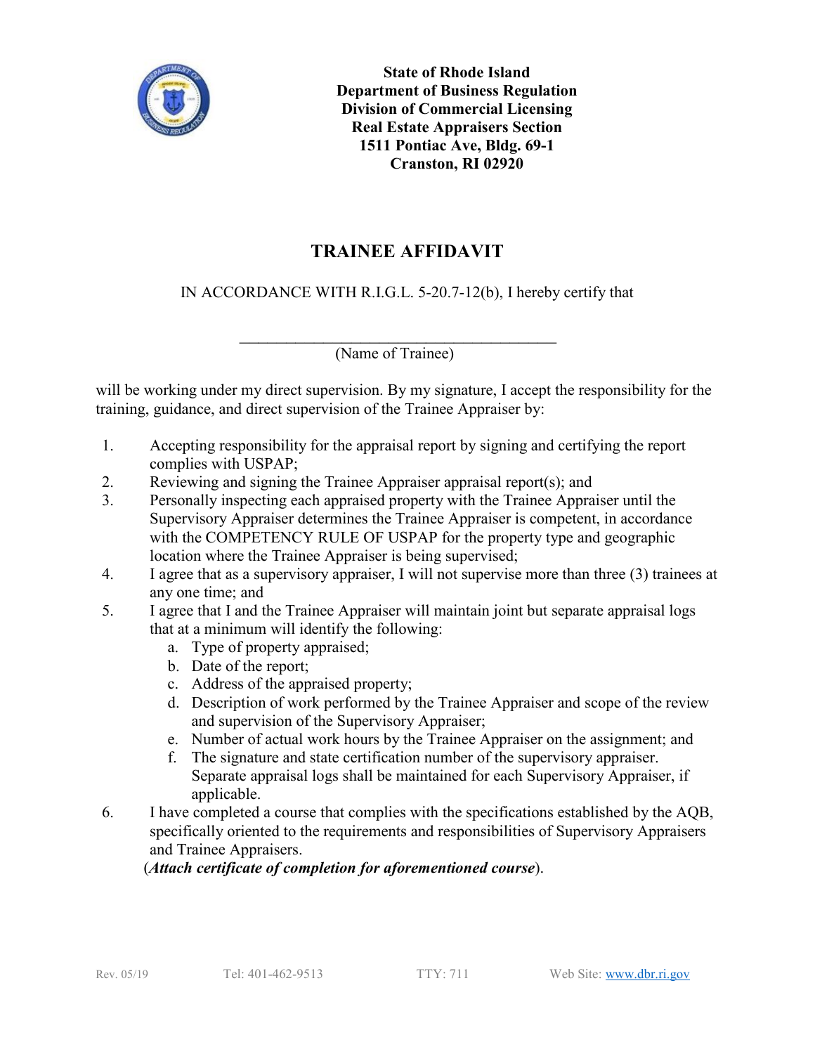**State of Rhode Island**
**Department of Business Regulation**
**Division of Commercial Licensing**
**Real Estate Appraisers Section**
**1511 Pontiac Ave, Bldg. 69-1**
**Cranston, RI 02920**

# TRAINEE AFFIDAVIT

IN ACCORDANCE WITH R.I.G.L. 5-20.7-12(b), I hereby certify that

\_\_\_\_\_\_\_\_\_\_\_\_\_\_\_\_\_\_\_\_\_\_\_\_\_\_\_\_\_\_\_\_\_\_\_\_\_\_\_\_
(Name of Trainee)

will be working under my direct supervision. By my signature, I accept the responsibility for the training, guidance, and direct supervision of the Trainee Appraiser by:

1. Accepting responsibility for the appraisal report by signing and certifying the report complies with USPAP;
2. Reviewing and signing the Trainee Appraiser appraisal report(s); and
3. Personally inspecting each appraised property with the Trainee Appraiser until the Supervisory Appraiser determines the Trainee Appraiser is competent, in accordance with the COMPETENCY RULE OF USPAP for the property type and geographic location where the Trainee Appraiser is being supervised;
4. I agree that as a supervisory appraiser, I will not supervise more than three (3) trainees at any one time; and
5. I agree that I and the Trainee Appraiser will maintain joint but separate appraisal logs that at a minimum will identify the following:
   a. Type of property appraised;
   b. Date of the report;
   c. Address of the appraised property;
   d. Description of work performed by the Trainee Appraiser and scope of the review and supervision of the Supervisory Appraiser;
   e. Number of actual work hours by the Trainee Appraiser on the assignment; and
   f. The signature and state certification number of the supervisory appraiser. Separate appraisal logs shall be maintained for each Supervisory Appraiser, if applicable.
6. I have completed a course that complies with the specifications established by the AQB, specifically oriented to the requirements and responsibilities of Supervisory Appraisers and Trainee Appraisers.
   (***Attach certificate of completion for aforementioned course***).

Rev. 05/19 Tel: 401-462-9513 TTY: 711 Web Site: www.dbr.ri.gov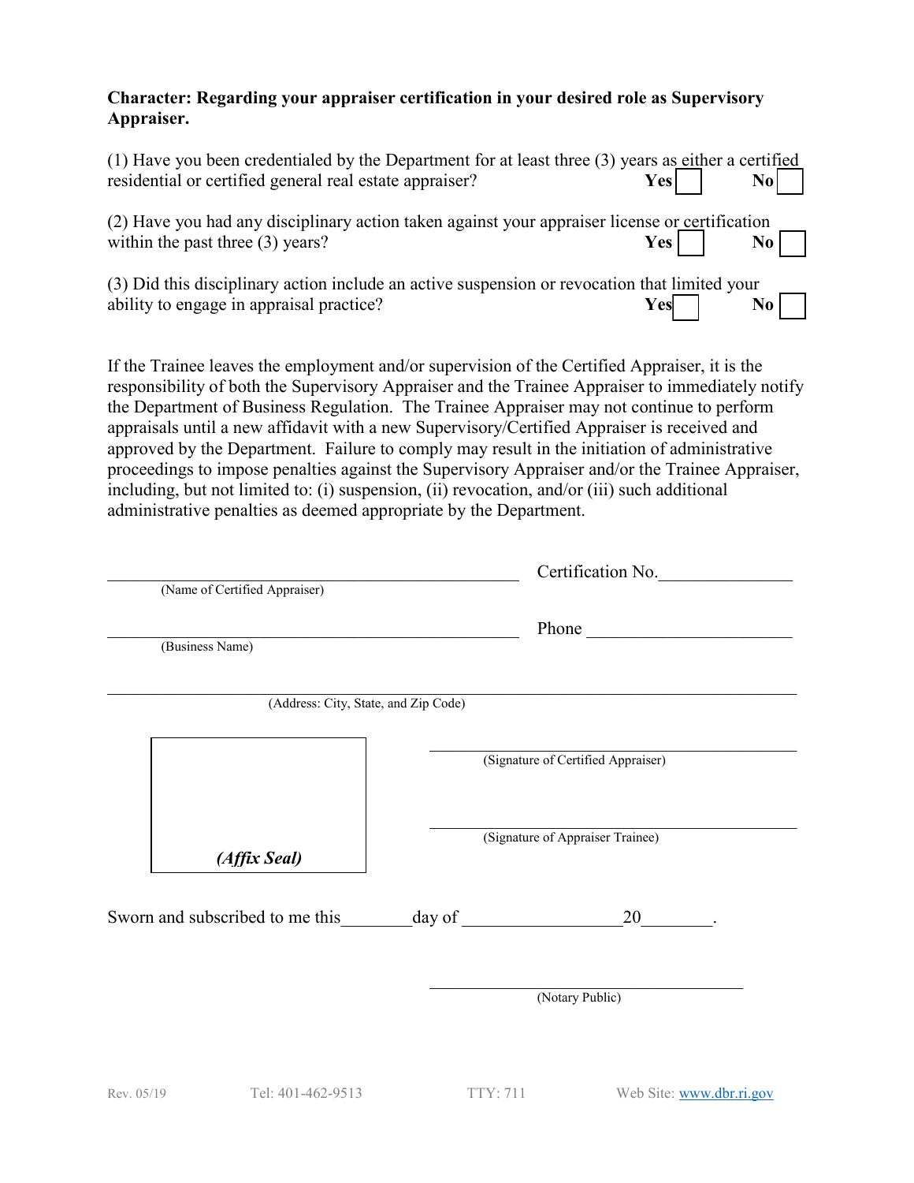**Character: Regarding your appraiser certification in your desired role as Supervisory Appraiser.**

(1) Have you been credentialed by the Department for at least three (3) years as either a certified residential or certified general real estate appraiser? **Yes** ☐ **No** ☐

(2) Have you had any disciplinary action taken against your appraiser license or certification within the past three (3) years? **Yes** ☐ **No** ☐

(3) Did this disciplinary action include an active suspension or revocation that limited your ability to engage in appraisal practice? **Yes** ☐ **No** ☐

If the Trainee leaves the employment and/or supervision of the Certified Appraiser, it is the responsibility of both the Supervisory Appraiser and the Trainee Appraiser to immediately notify the Department of Business Regulation. The Trainee Appraiser may not continue to perform appraisals until a new affidavit with a new Supervisory/Certified Appraiser is received and approved by the Department. Failure to comply may result in the initiation of administrative proceedings to impose penalties against the Supervisory Appraiser and/or the Trainee Appraiser, including, but not limited to: (i) suspension, (ii) revocation, and/or (iii) such additional administrative penalties as deemed appropriate by the Department.

\_\_\_\_\_\_\_\_\_\_\_\_\_\_\_\_\_\_\_\_\_\_\_\_\_\_\_\_\_\_\_\_\_\_\_\_\_\_\_\_ Certification No.\_\_\_\_\_\_\_\_\_\_\_\_\_\_\_
(Name of Certified Appraiser)

\_\_\_\_\_\_\_\_\_\_\_\_\_\_\_\_\_\_\_\_\_\_\_\_\_\_\_\_\_\_\_\_\_\_\_\_\_\_\_\_ Phone \_\_\_\_\_\_\_\_\_\_\_\_\_\_\_\_\_\_\_\_\_\_
(Business Name)

\_\_\_\_\_\_\_\_\_\_\_\_\_\_\_\_\_\_\_\_\_\_\_\_\_\_\_\_\_\_\_\_\_\_\_\_\_\_\_\_\_\_\_\_\_\_\_\_\_\_\_\_\_\_\_\_\_\_\_\_\_\_\_\_\_\_
(Address: City, State, and Zip Code)

***(Affix Seal)***

\_\_\_\_\_\_\_\_\_\_\_\_\_\_\_\_\_\_\_\_\_\_\_\_\_\_\_\_\_\_\_\_\_\_\_\_\_\_
(Signature of Certified Appraiser)

\_\_\_\_\_\_\_\_\_\_\_\_\_\_\_\_\_\_\_\_\_\_\_\_\_\_\_\_\_\_\_\_\_\_\_\_\_\_
(Signature of Appraiser Trainee)

Sworn and subscribed to me this\_\_\_\_\_\_\_\_day of \_\_\_\_\_\_\_\_\_\_\_\_\_\_\_\_\_\_20\_\_\_\_\_\_\_\_.

\_\_\_\_\_\_\_\_\_\_\_\_\_\_\_\_\_\_\_\_\_\_\_\_\_\_\_\_\_\_\_\_\_\_\_\_\_\_
(Notary Public)

Rev. 05/19 Tel: 401-462-9513 TTY: 711 Web Site: www.dbr.ri.gov